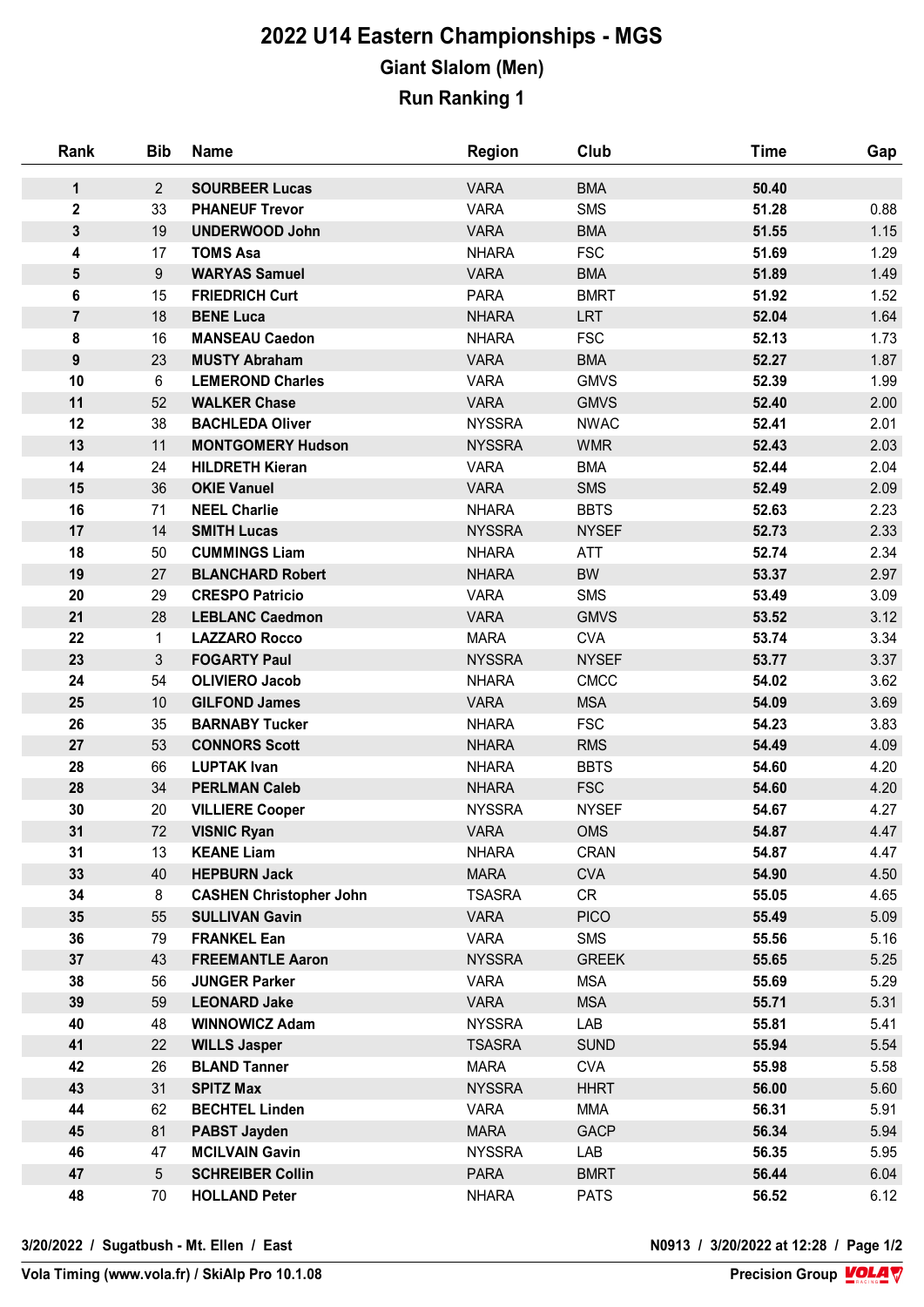# 2022 U14 Eastern Championships - MGS

## Giant Slalom (Men)

### Run Ranking 1

| Rank | Bib | Name | Region | Club | Time | Gap |
|---|---|---|---|---|---|---|
| 1 | 2 | SOURBEER Lucas | VARA | BMA | 50.40 | |
| 2 | 33 | PHANEUF Trevor | VARA | SMS | 51.28 | 0.88 |
| 3 | 19 | UNDERWOOD John | VARA | BMA | 51.55 | 1.15 |
| 4 | 17 | TOMS Asa | NHARA | FSC | 51.69 | 1.29 |
| 5 | 9 | WARYAS Samuel | VARA | BMA | 51.89 | 1.49 |
| 6 | 15 | FRIEDRICH Curt | PARA | BMRT | 51.92 | 1.52 |
| 7 | 18 | BENE Luca | NHARA | LRT | 52.04 | 1.64 |
| 8 | 16 | MANSEAU Caedon | NHARA | FSC | 52.13 | 1.73 |
| 9 | 23 | MUSTY Abraham | VARA | BMA | 52.27 | 1.87 |
| 10 | 6 | LEMEROND Charles | VARA | GMVS | 52.39 | 1.99 |
| 11 | 52 | WALKER Chase | VARA | GMVS | 52.40 | 2.00 |
| 12 | 38 | BACHLEDA Oliver | NYSSRA | NWAC | 52.41 | 2.01 |
| 13 | 11 | MONTGOMERY Hudson | NYSSRA | WMR | 52.43 | 2.03 |
| 14 | 24 | HILDRETH Kieran | VARA | BMA | 52.44 | 2.04 |
| 15 | 36 | OKIE Vanuel | VARA | SMS | 52.49 | 2.09 |
| 16 | 71 | NEEL Charlie | NHARA | BBTS | 52.63 | 2.23 |
| 17 | 14 | SMITH Lucas | NYSSRA | NYSEF | 52.73 | 2.33 |
| 18 | 50 | CUMMINGS Liam | NHARA | ATT | 52.74 | 2.34 |
| 19 | 27 | BLANCHARD Robert | NHARA | BW | 53.37 | 2.97 |
| 20 | 29 | CRESPO Patricio | VARA | SMS | 53.49 | 3.09 |
| 21 | 28 | LEBLANC Caedmon | VARA | GMVS | 53.52 | 3.12 |
| 22 | 1 | LAZZARO Rocco | MARA | CVA | 53.74 | 3.34 |
| 23 | 3 | FOGARTY Paul | NYSSRA | NYSEF | 53.77 | 3.37 |
| 24 | 54 | OLIVIERO Jacob | NHARA | CMCC | 54.02 | 3.62 |
| 25 | 10 | GILFOND James | VARA | MSA | 54.09 | 3.69 |
| 26 | 35 | BARNABY Tucker | NHARA | FSC | 54.23 | 3.83 |
| 27 | 53 | CONNORS Scott | NHARA | RMS | 54.49 | 4.09 |
| 28 | 66 | LUPTAK Ivan | NHARA | BBTS | 54.60 | 4.20 |
| 28 | 34 | PERLMAN Caleb | NHARA | FSC | 54.60 | 4.20 |
| 30 | 20 | VILLIERE Cooper | NYSSRA | NYSEF | 54.67 | 4.27 |
| 31 | 72 | VISNIC Ryan | VARA | OMS | 54.87 | 4.47 |
| 31 | 13 | KEANE Liam | NHARA | CRAN | 54.87 | 4.47 |
| 33 | 40 | HEPBURN Jack | MARA | CVA | 54.90 | 4.50 |
| 34 | 8 | CASHEN Christopher John | TSASRA | CR | 55.05 | 4.65 |
| 35 | 55 | SULLIVAN Gavin | VARA | PICO | 55.49 | 5.09 |
| 36 | 79 | FRANKEL Ean | VARA | SMS | 55.56 | 5.16 |
| 37 | 43 | FREEMANTLE Aaron | NYSSRA | GREEK | 55.65 | 5.25 |
| 38 | 56 | JUNGER Parker | VARA | MSA | 55.69 | 5.29 |
| 39 | 59 | LEONARD Jake | VARA | MSA | 55.71 | 5.31 |
| 40 | 48 | WINNOWICZ Adam | NYSSRA | LAB | 55.81 | 5.41 |
| 41 | 22 | WILLS Jasper | TSASRA | SUND | 55.94 | 5.54 |
| 42 | 26 | BLAND Tanner | MARA | CVA | 55.98 | 5.58 |
| 43 | 31 | SPITZ Max | NYSSRA | HHRT | 56.00 | 5.60 |
| 44 | 62 | BECHTEL Linden | VARA | MMA | 56.31 | 5.91 |
| 45 | 81 | PABST Jayden | MARA | GACP | 56.34 | 5.94 |
| 46 | 47 | MCILVAIN Gavin | NYSSRA | LAB | 56.35 | 5.95 |
| 47 | 5 | SCHREIBER Collin | PARA | BMRT | 56.44 | 6.04 |
| 48 | 70 | HOLLAND Peter | NHARA | PATS | 56.52 | 6.12 |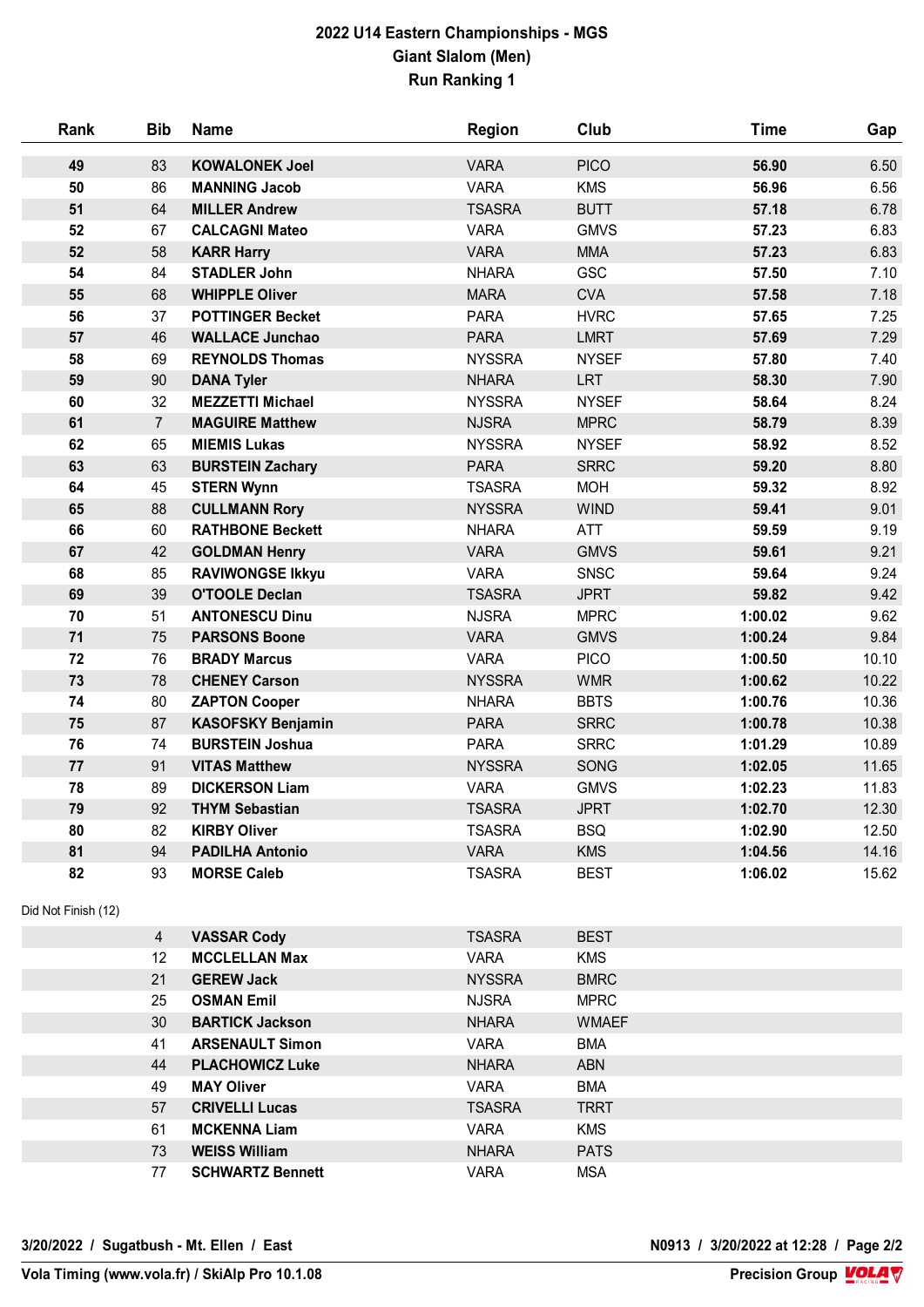# 2022 U14 Eastern Championships - MGS
## Giant Slalom (Men)
### Run Ranking 1

| Rank | Bib | Name | Region | Club | Time | Gap |
|---|---|---|---|---|---|---|
| **49** | 83 | **KOWALONEK Joel** | VARA | PICO | **56.90** | 6.50 |
| **50** | 86 | **MANNING Jacob** | VARA | KMS | **56.96** | 6.56 |
| **51** | 64 | **MILLER Andrew** | TSASRA | BUTT | **57.18** | 6.78 |
| **52** | 67 | **CALCAGNI Mateo** | VARA | GMVS | **57.23** | 6.83 |
| **52** | 58 | **KARR Harry** | VARA | MMA | **57.23** | 6.83 |
| **54** | 84 | **STADLER John** | NHARA | GSC | **57.50** | 7.10 |
| **55** | 68 | **WHIPPLE Oliver** | MARA | CVA | **57.58** | 7.18 |
| **56** | 37 | **POTTINGER Becket** | PARA | HVRC | **57.65** | 7.25 |
| **57** | 46 | **WALLACE Junchao** | PARA | LMRT | **57.69** | 7.29 |
| **58** | 69 | **REYNOLDS Thomas** | NYSSRA | NYSEF | **57.80** | 7.40 |
| **59** | 90 | **DANA Tyler** | NHARA | LRT | **58.30** | 7.90 |
| **60** | 32 | **MEZZETTI Michael** | NYSSRA | NYSEF | **58.64** | 8.24 |
| **61** | 7 | **MAGUIRE Matthew** | NJSRA | MPRC | **58.79** | 8.39 |
| **62** | 65 | **MIEMIS Lukas** | NYSSRA | NYSEF | **58.92** | 8.52 |
| **63** | 63 | **BURSTEIN Zachary** | PARA | SRRC | **59.20** | 8.80 |
| **64** | 45 | **STERN Wynn** | TSASRA | MOH | **59.32** | 8.92 |
| **65** | 88 | **CULLMANN Rory** | NYSSRA | WIND | **59.41** | 9.01 |
| **66** | 60 | **RATHBONE Beckett** | NHARA | ATT | **59.59** | 9.19 |
| **67** | 42 | **GOLDMAN Henry** | VARA | GMVS | **59.61** | 9.21 |
| **68** | 85 | **RAVIWONGSE Ikkyu** | VARA | SNSC | **59.64** | 9.24 |
| **69** | 39 | **O'TOOLE Declan** | TSASRA | JPRT | **59.82** | 9.42 |
| **70** | 51 | **ANTONESCU Dinu** | NJSRA | MPRC | **1:00.02** | 9.62 |
| **71** | 75 | **PARSONS Boone** | VARA | GMVS | **1:00.24** | 9.84 |
| **72** | 76 | **BRADY Marcus** | VARA | PICO | **1:00.50** | 10.10 |
| **73** | 78 | **CHENEY Carson** | NYSSRA | WMR | **1:00.62** | 10.22 |
| **74** | 80 | **ZAPTON Cooper** | NHARA | BBTS | **1:00.76** | 10.36 |
| **75** | 87 | **KASOFSKY Benjamin** | PARA | SRRC | **1:00.78** | 10.38 |
| **76** | 74 | **BURSTEIN Joshua** | PARA | SRRC | **1:01.29** | 10.89 |
| **77** | 91 | **VITAS Matthew** | NYSSRA | SONG | **1:02.05** | 11.65 |
| **78** | 89 | **DICKERSON Liam** | VARA | GMVS | **1:02.23** | 11.83 |
| **79** | 92 | **THYM Sebastian** | TSASRA | JPRT | **1:02.70** | 12.30 |
| **80** | 82 | **KIRBY Oliver** | TSASRA | BSQ | **1:02.90** | 12.50 |
| **81** | 94 | **PADILHA Antonio** | VARA | KMS | **1:04.56** | 14.16 |
| **82** | 93 | **MORSE Caleb** | TSASRA | BEST | **1:06.02** | 15.62 |

Did Not Finish (12)

| | Bib | Name | Region | Club | | |
|---|---|---|---|---|---|---|
| | 4 | **VASSAR Cody** | TSASRA | BEST | | |
| | 12 | **MCCLELLAN Max** | VARA | KMS | | |
| | 21 | **GEREW Jack** | NYSSRA | BMRC | | |
| | 25 | **OSMAN Emil** | NJSRA | MPRC | | |
| | 30 | **BARTICK Jackson** | NHARA | WMAEF | | |
| | 41 | **ARSENAULT Simon** | VARA | BMA | | |
| | 44 | **PLACHOWICZ Luke** | NHARA | ABN | | |
| | 49 | **MAY Oliver** | VARA | BMA | | |
| | 57 | **CRIVELLI Lucas** | TSASRA | TRRT | | |
| | 61 | **MCKENNA Liam** | VARA | KMS | | |
| | 73 | **WEISS William** | NHARA | PATS | | |
| | 77 | **SCHWARTZ Bennett** | VARA | MSA | | |

3/20/2022 / Sugatbush - Mt. Ellen / East

N0913 / 3/20/2022 at 12:28

Vola Timing (www.vola.fr) / SkiAlp Pro 10.1.08

Precision Group